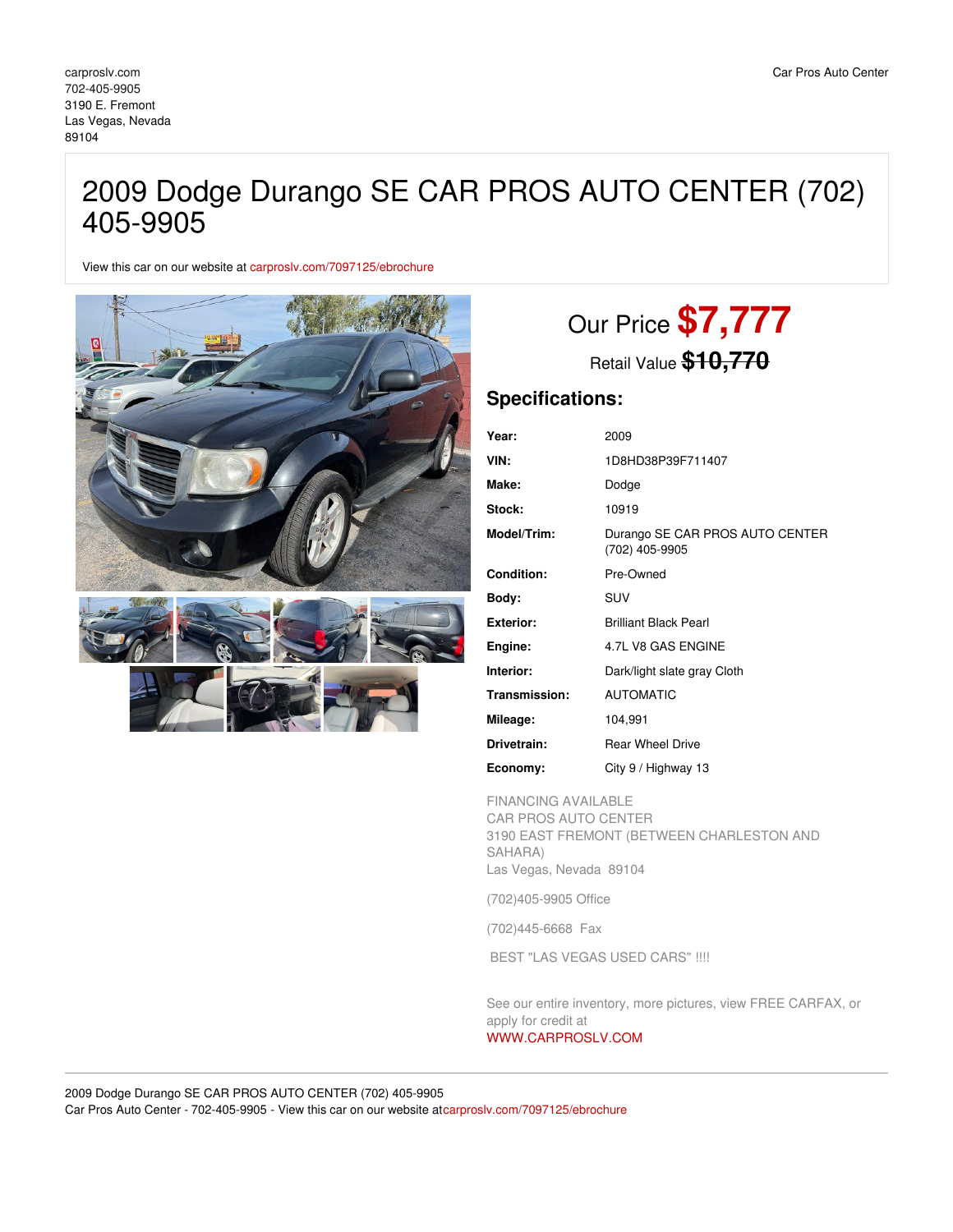carproslv.com
702-405-9905
3190 E. Fremont
Las Vegas, Nevada
89104

Car Pros Auto Center

# 2009 Dodge Durango SE CAR PROS AUTO CENTER (702) 405-9905

View this car on our website at carproslv.com/7097125/ebrochure

Our Price **$7,777**

Retail Value ~~$10,770~~

## Specifications:

| | |
|---|---|
| **Year:** | 2009 |
| **VIN:** | 1D8HD38P39F711407 |
| **Make:** | Dodge |
| **Stock:** | 10919 |
| **Model/Trim:** | Durango SE CAR PROS AUTO CENTER (702) 405-9905 |
| **Condition:** | Pre-Owned |
| **Body:** | SUV |
| **Exterior:** | Brilliant Black Pearl |
| **Engine:** | 4.7L V8 GAS ENGINE |
| **Interior:** | Dark/light slate gray Cloth |
| **Transmission:** | AUTOMATIC |
| **Mileage:** | 104,991 |
| **Drivetrain:** | Rear Wheel Drive |
| **Economy:** | City 9 / Highway 13 |

FINANCING AVAILABLE
CAR PROS AUTO CENTER
3190 EAST FREMONT (BETWEEN CHARLESTON AND SAHARA)
Las Vegas, Nevada 89104

(702)405-9905 Office

(702)445-6668 Fax

BEST "LAS VEGAS USED CARS" !!!!

See our entire inventory, more pictures, view FREE CARFAX, or apply for credit at
WWW.CARPROSLV.COM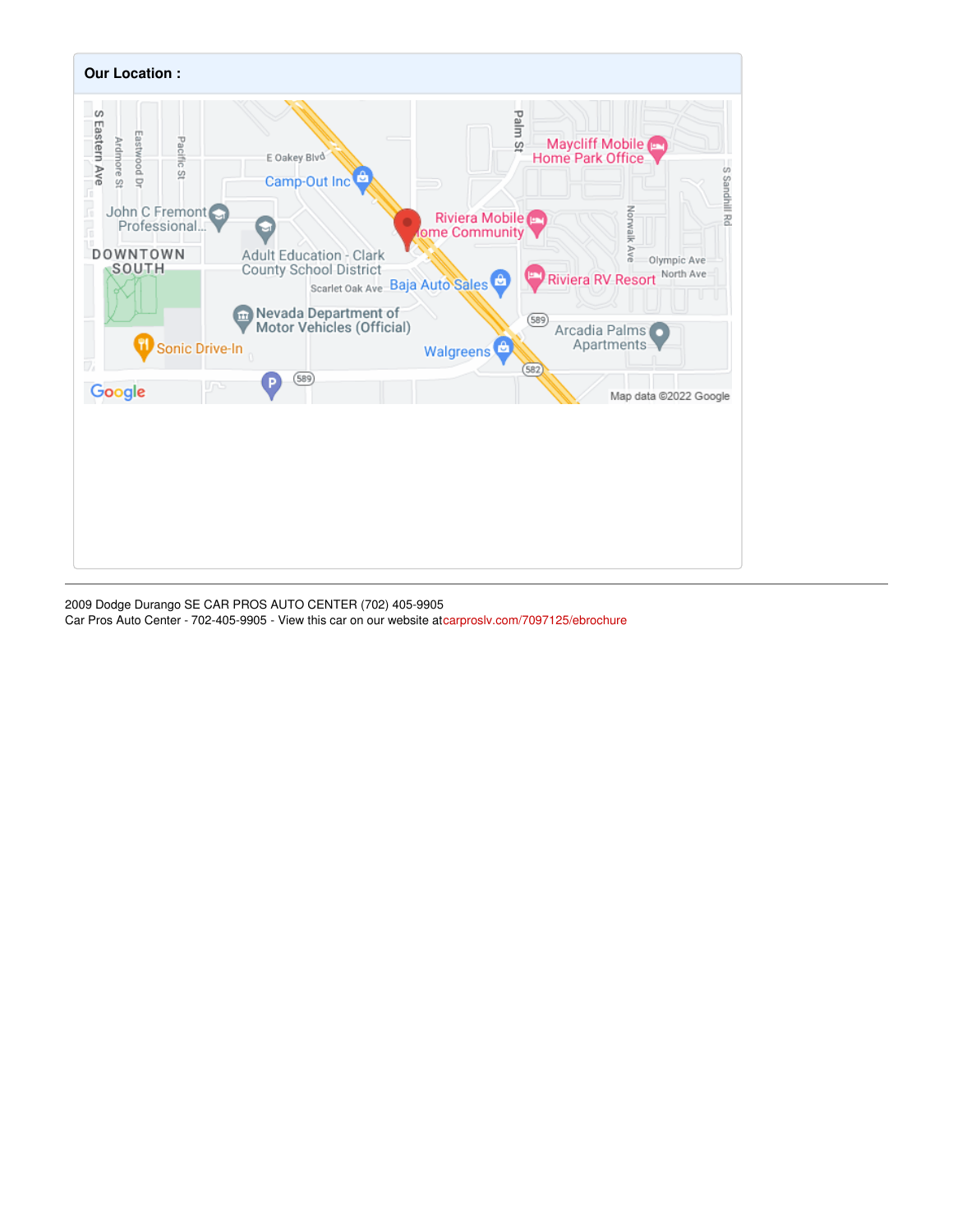**Our Location :**

2009 Dodge Durango SE CAR PROS AUTO CENTER (702) 405-9905
Car Pros Auto Center - 702-405-9905 - View this car on our website atcarproslv.com/7097125/ebrochure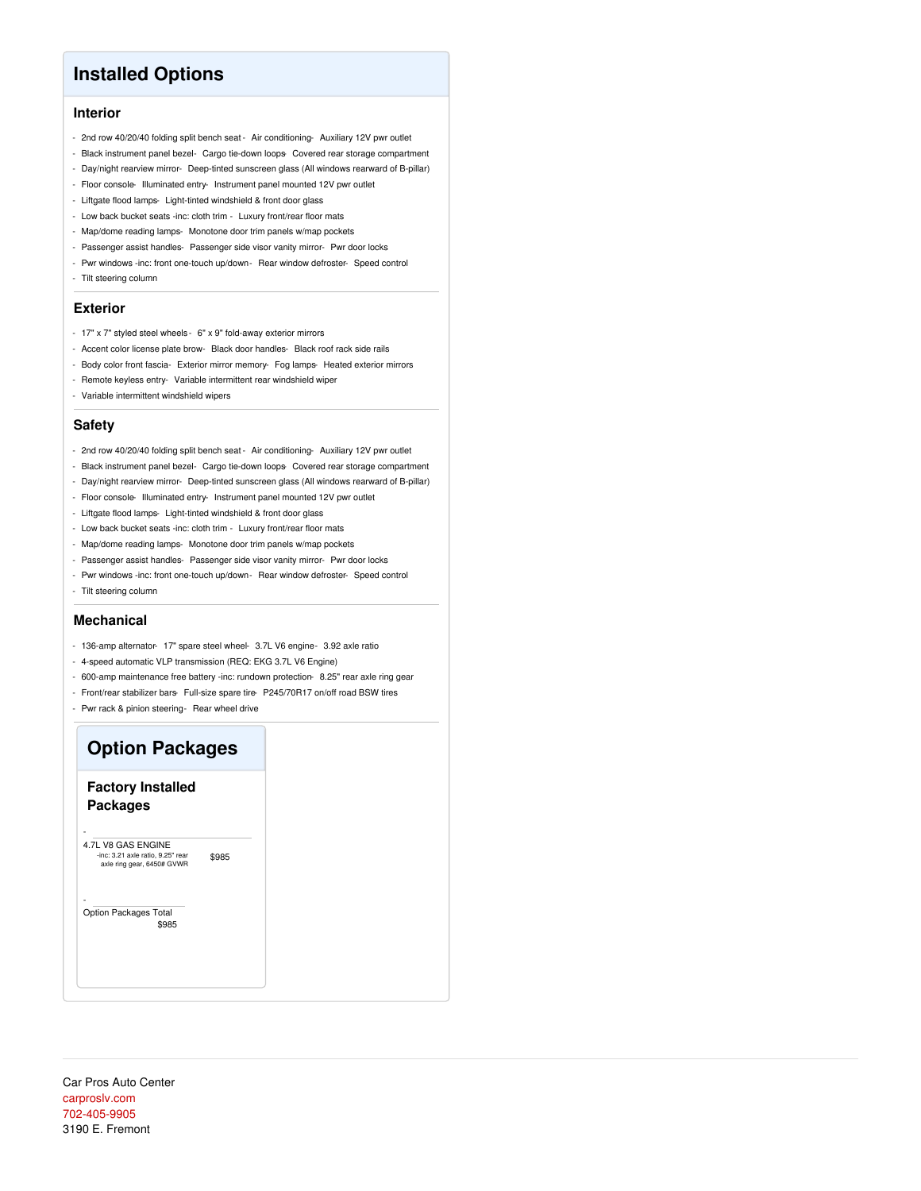# Installed Options

## Interior

- 2nd row 40/20/40 folding split bench seat - Air conditioning- Auxiliary 12V pwr outlet
- Black instrument panel bezel- Cargo tie-down loops- Covered rear storage compartment
- Day/night rearview mirror- Deep-tinted sunscreen glass (All windows rearward of B-pillar)
- Floor console- Illuminated entry- Instrument panel mounted 12V pwr outlet
- Liftgate flood lamps- Light-tinted windshield & front door glass
- Low back bucket seats -inc: cloth trim - Luxury front/rear floor mats
- Map/dome reading lamps- Monotone door trim panels w/map pockets
- Passenger assist handles- Passenger side visor vanity mirror- Pwr door locks
- Pwr windows -inc: front one-touch up/down- Rear window defroster- Speed control
- Tilt steering column

## Exterior

- 17" x 7" styled steel wheels - 6" x 9" fold-away exterior mirrors
- Accent color license plate brow- Black door handles- Black roof rack side rails
- Body color front fascia- Exterior mirror memory- Fog lamps- Heated exterior mirrors
- Remote keyless entry- Variable intermittent rear windshield wiper
- Variable intermittent windshield wipers

## Safety

- 2nd row 40/20/40 folding split bench seat - Air conditioning- Auxiliary 12V pwr outlet
- Black instrument panel bezel- Cargo tie-down loops- Covered rear storage compartment
- Day/night rearview mirror- Deep-tinted sunscreen glass (All windows rearward of B-pillar)
- Floor console- Illuminated entry- Instrument panel mounted 12V pwr outlet
- Liftgate flood lamps- Light-tinted windshield & front door glass
- Low back bucket seats -inc: cloth trim - Luxury front/rear floor mats
- Map/dome reading lamps- Monotone door trim panels w/map pockets
- Passenger assist handles- Passenger side visor vanity mirror- Pwr door locks
- Pwr windows -inc: front one-touch up/down- Rear window defroster- Speed control
- Tilt steering column

## Mechanical

- 136-amp alternator- 17" spare steel wheel- 3.7L V6 engine- 3.92 axle ratio
- 4-speed automatic VLP transmission (REQ: EKG 3.7L V6 Engine)
- 600-amp maintenance free battery -inc: rundown protection- 8.25" rear axle ring gear
- Front/rear stabilizer bars- Full-size spare tire- P245/70R17 on/off road BSW tires
- Pwr rack & pinion steering- Rear wheel drive

# Option Packages

## Factory Installed Packages

| Package | Price |
|---|---|
| 4.7L V8 GAS ENGINE -inc: 3.21 axle ratio, 9.25" rear axle ring gear, 6450# GVWR | $985 |
| Option Packages Total | $985 |

Car Pros Auto Center
carproslv.com
702-405-9905
3190 E. Fremont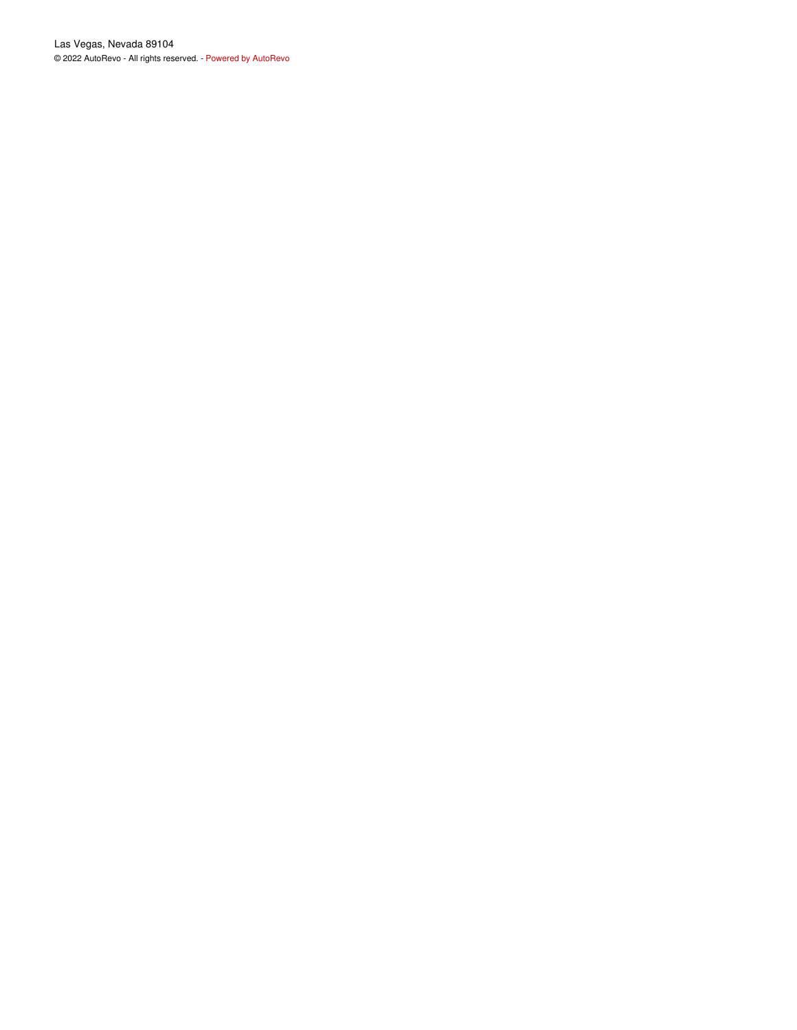Las Vegas, Nevada 89104

© 2022 AutoRevo - All rights reserved. - Powered by AutoRevo